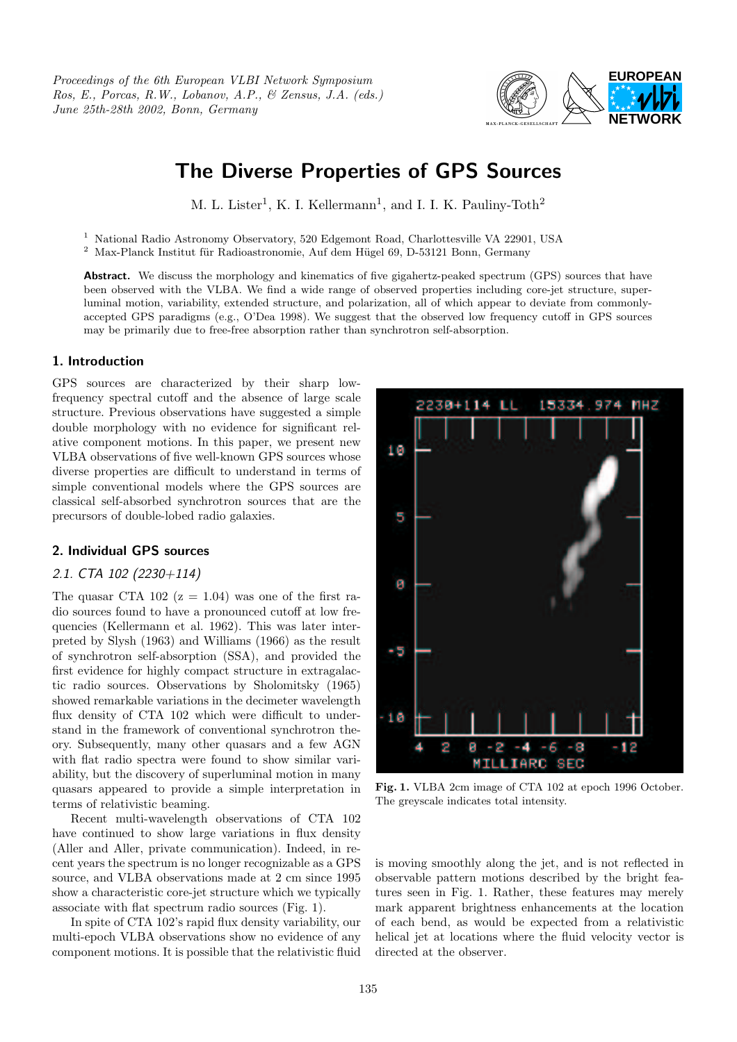*Proceedings of the 6th European VLBI Network Symposium*
*Ros, E., Porcas, R.W., Lobanov, A.P., & Zensus, J.A. (eds.)*
*June 25th-28th 2002, Bonn, Germany*

# The Diverse Properties of GPS Sources

M. L. Lister[1], K. I. Kellermann[1], and I. I. K. Pauliny-Toth[2]

[1] National Radio Astronomy Observatory, 520 Edgemont Road, Charlottesville VA 22901, USA
[2] Max-Planck Institut für Radioastronomie, Auf dem Hügel 69, D-53121 Bonn, Germany

**Abstract.** We discuss the morphology and kinematics of five gigahertz-peaked spectrum (GPS) sources that have been observed with the VLBA. We find a wide range of observed properties including core-jet structure, superluminal motion, variability, extended structure, and polarization, all of which appear to deviate from commonly-accepted GPS paradigms (e.g., O'Dea 1998). We suggest that the observed low frequency cutoff in GPS sources may be primarily due to free-free absorption rather than synchrotron self-absorption.

## 1. Introduction

GPS sources are characterized by their sharp low-frequency spectral cutoff and the absence of large scale structure. Previous observations have suggested a simple double morphology with no evidence for significant relative component motions. In this paper, we present new VLBA observations of five well-known GPS sources whose diverse properties are difficult to understand in terms of simple conventional models where the GPS sources are classical self-absorbed synchrotron sources that are the precursors of double-lobed radio galaxies.

## 2. Individual GPS sources

### *2.1. CTA 102 (2230+114)*

The quasar CTA 102 (z = 1.04) was one of the first radio sources found to have a pronounced cutoff at low frequencies (Kellermann et al. 1962). This was later interpreted by Slysh (1963) and Williams (1966) as the result of synchrotron self-absorption (SSA), and provided the first evidence for highly compact structure in extragalactic radio sources. Observations by Sholomitsky (1965) showed remarkable variations in the decimeter wavelength flux density of CTA 102 which were difficult to understand in the framework of conventional synchrotron theory. Subsequently, many other quasars and a few AGN with flat radio spectra were found to show similar variability, but the discovery of superluminal motion in many quasars appeared to provide a simple interpretation in terms of relativistic beaming.

Recent multi-wavelength observations of CTA 102 have continued to show large variations in flux density (Aller and Aller, private communication). Indeed, in recent years the spectrum is no longer recognizable as a GPS source, and VLBA observations made at 2 cm since 1995 show a characteristic core-jet structure which we typically associate with flat spectrum radio sources (Fig. 1).

In spite of CTA 102's rapid flux density variability, our multi-epoch VLBA observations show no evidence of any component motions. It is possible that the relativistic fluid is moving smoothly along the jet, and is not reflected in observable pattern motions described by the bright features seen in Fig. 1. Rather, these features may merely mark apparent brightness enhancements at the location of each bend, as would be expected from a relativistic helical jet at locations where the fluid velocity vector is directed at the observer.

**Fig. 1.** VLBA 2cm image of CTA 102 at epoch 1996 October. The greyscale indicates total intensity.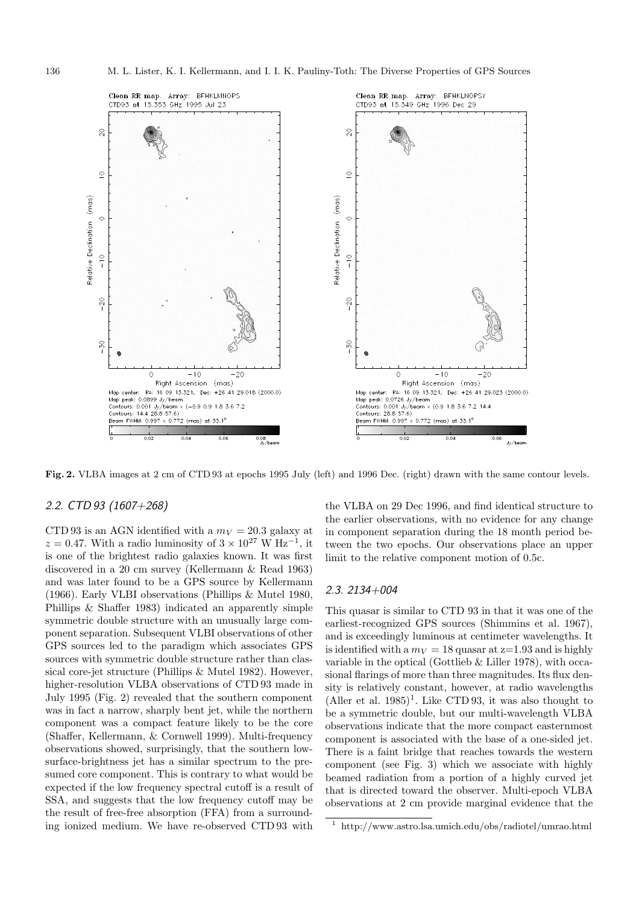**Fig. 2.** VLBA images at 2 cm of CTD 93 at epochs 1995 July (left) and 1996 Dec. (right) drawn with the same contour levels.

### 2.2. CTD 93 (1607+268)

CTD 93 is an AGN identified with a $m_V = 20.3$ galaxy at $z = 0.47$. With a radio luminosity of $3 \times 10^{27}$ W Hz$^{-1}$, it is one of the brightest radio galaxies known. It was first discovered in a 20 cm survey (Kellermann & Read 1963) and was later found to be a GPS source by Kellermann (1966). Early VLBI observations (Phillips & Mutel 1980, Phillips & Shaffer 1983) indicated an apparently simple symmetric double structure with an unusually large component separation. Subsequent VLBI observations of other GPS sources led to the paradigm which associates GPS sources with symmetric double structure rather than classical core-jet structure (Phillips & Mutel 1982). However, higher-resolution VLBA observations of CTD 93 made in July 1995 (Fig. 2) revealed that the southern component was in fact a narrow, sharply bent jet, while the northern component was a compact feature likely to be the core (Shaffer, Kellermann, & Cornwell 1999). Multi-frequency observations showed, surprisingly, that the southern low-surface-brightness jet has a similar spectrum to the presumed core component. This is contrary to what would be expected if the low frequency spectral cutoff is a result of SSA, and suggests that the low frequency cutoff may be the result of free-free absorption (FFA) from a surrounding ionized medium. We have re-observed CTD 93 with the VLBA on 29 Dec 1996, and find identical structure to the earlier observations, with no evidence for any change in component separation during the 18 month period between the two epochs. Our observations place an upper limit to the relative component motion of 0.5c.

### 2.3. 2134+004

This quasar is similar to CTD 93 in that it was one of the earliest-recognized GPS sources (Shimmins et al. 1967), and is exceedingly luminous at centimeter wavelengths. It is identified with a $m_V = 18$ quasar at z=1.93 and is highly variable in the optical (Gottlieb & Liller 1978), with occasional flarings of more than three magnitudes. Its flux density is relatively constant, however, at radio wavelengths (Aller et al. 1985)[1]. Like CTD 93, it was also thought to be a symmetric double, but our multi-wavelength VLBA observations indicate that the more compact easternmost component is associated with the base of a one-sided jet. There is a faint bridge that reaches towards the western component (see Fig. 3) which we associate with highly beamed radiation from a portion of a highly curved jet that is directed toward the observer. Multi-epoch VLBA observations at 2 cm provide marginal evidence that the

[1] http://www.astro.lsa.umich.edu/obs/radiotel/umrao.html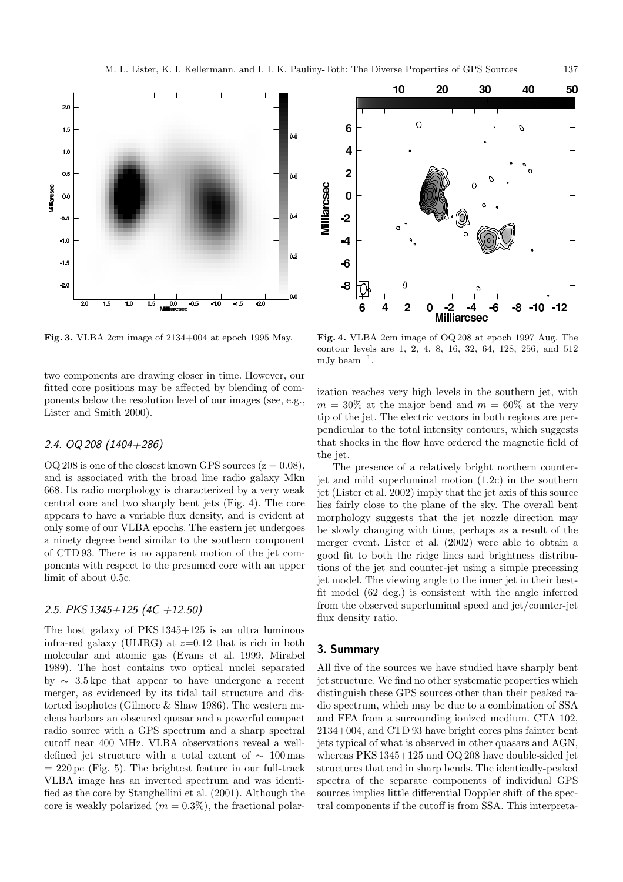**Fig. 3.** VLBA 2cm image of 2134+004 at epoch 1995 May.

**Fig. 4.** VLBA 2cm image of OQ 208 at epoch 1997 Aug. The contour levels are 1, 2, 4, 8, 16, 32, 64, 128, 256, and 512 mJy beam$^{-1}$.

two components are drawing closer in time. However, our fitted core positions may be affected by blending of components below the resolution level of our images (see, e.g., Lister and Smith 2000).

### 2.4. OQ 208 (1404+286)

OQ 208 is one of the closest known GPS sources (z = 0.08), and is associated with the broad line radio galaxy Mkn 668. Its radio morphology is characterized by a very weak central core and two sharply bent jets (Fig. 4). The core appears to have a variable flux density, and is evident at only some of our VLBA epochs. The eastern jet undergoes a ninety degree bend similar to the southern component of CTD 93. There is no apparent motion of the jet components with respect to the presumed core with an upper limit of about 0.5c.

### 2.5. PKS 1345+125 (4C +12.50)

The host galaxy of PKS 1345+125 is an ultra luminous infra-red galaxy (ULIRG) at $z$=0.12 that is rich in both molecular and atomic gas (Evans et al. 1999, Mirabel 1989). The host contains two optical nuclei separated by $\sim$ 3.5 kpc that appear to have undergone a recent merger, as evidenced by its tidal tail structure and distorted isophotes (Gilmore & Shaw 1986). The western nucleus harbors an obscured quasar and a powerful compact radio source with a GPS spectrum and a sharp spectral cutoff near 400 MHz. VLBA observations reveal a well-defined jet structure with a total extent of $\sim$ 100 mas = 220 pc (Fig. 5). The brightest feature in our full-track VLBA image has an inverted spectrum and was identified as the core by Stanghellini et al. (2001). Although the core is weakly polarized ($m = 0.3\%$), the fractional polarization reaches very high levels in the southern jet, with $m = 30\%$ at the major bend and $m = 60\%$ at the very tip of the jet. The electric vectors in both regions are perpendicular to the total intensity contours, which suggests that shocks in the flow have ordered the magnetic field of the jet.

The presence of a relatively bright northern counter-jet and mild superluminal motion (1.2c) in the southern jet (Lister et al. 2002) imply that the jet axis of this source lies fairly close to the plane of the sky. The overall bent morphology suggests that the jet nozzle direction may be slowly changing with time, perhaps as a result of the merger event. Lister et al. (2002) were able to obtain a good fit to both the ridge lines and brightness distributions of the jet and counter-jet using a simple precessing jet model. The viewing angle to the inner jet in their best-fit model (62 deg.) is consistent with the angle inferred from the observed superluminal speed and jet/counter-jet flux density ratio.

## 3. Summary

All five of the sources we have studied have sharply bent jet structure. We find no other systematic properties which distinguish these GPS sources other than their peaked radio spectrum, which may be due to a combination of SSA and FFA from a surrounding ionized medium. CTA 102, 2134+004, and CTD 93 have bright cores plus fainter bent jets typical of what is observed in other quasars and AGN, whereas PKS 1345+125 and OQ 208 have double-sided jet structures that end in sharp bends. The identically-peaked spectra of the separate components of individual GPS sources implies little differential Doppler shift of the spectral components if the cutoff is from SSA. This interpreta-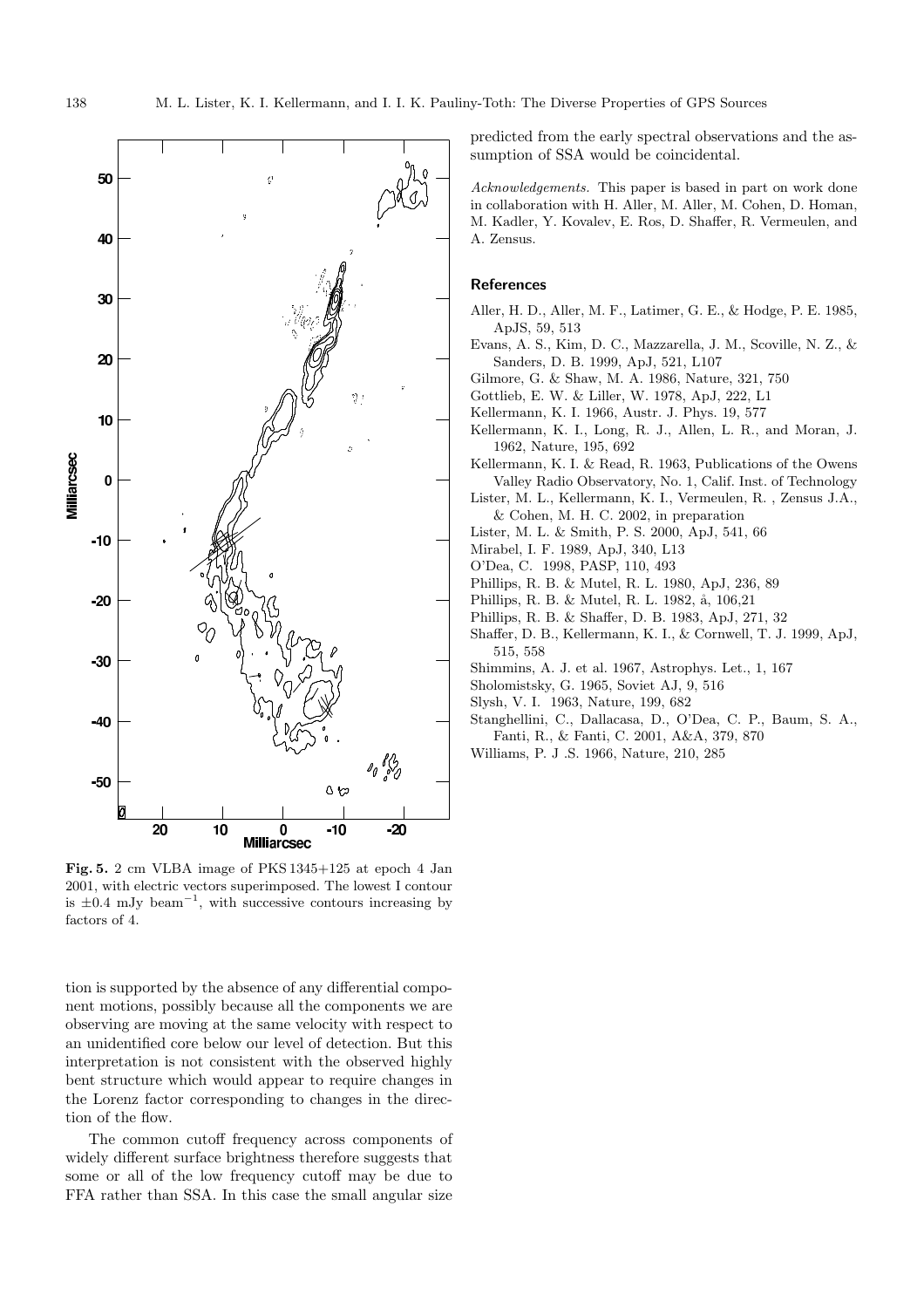50

40

30

20

10

0

-10

-20

-30

-40

-50

Milliarcsec

20 10 0 -10 -20

Milliarcsec

**Fig. 5.** 2 cm VLBA image of PKS 1345+125 at epoch 4 Jan 2001, with electric vectors superimposed. The lowest I contour is $\pm 0.4$ mJy beam$^{-1}$, with successive contours increasing by factors of 4.

tion is supported by the absence of any differential component motions, possibly because all the components we are observing are moving at the same velocity with respect to an unidentified core below our level of detection. But this interpretation is not consistent with the observed highly bent structure which would appear to require changes in the Lorenz factor corresponding to changes in the direction of the flow.

The common cutoff frequency across components of widely different surface brightness therefore suggests that some or all of the low frequency cutoff may be due to FFA rather than SSA. In this case the small angular size predicted from the early spectral observations and the assumption of SSA would be coincidental.

*Acknowledgements.* This paper is based in part on work done in collaboration with H. Aller, M. Aller, M. Cohen, D. Homan, M. Kadler, Y. Kovalev, E. Ros, D. Shaffer, R. Vermeulen, and A. Zensus.

## References

Aller, H. D., Aller, M. F., Latimer, G. E., & Hodge, P. E. 1985, ApJS, 59, 513

Evans, A. S., Kim, D. C., Mazzarella, J. M., Scoville, N. Z., & Sanders, D. B. 1999, ApJ, 521, L107

Gilmore, G. & Shaw, M. A. 1986, Nature, 321, 750

Gottlieb, E. W. & Liller, W. 1978, ApJ, 222, L1

Kellermann, K. I. 1966, Austr. J. Phys. 19, 577

Kellermann, K. I., Long, R. J., Allen, L. R., and Moran, J. 1962, Nature, 195, 692

Kellermann, K. I. & Read, R. 1963, Publications of the Owens Valley Radio Observatory, No. 1, Calif. Inst. of Technology

Lister, M. L., Kellermann, K. I., Vermeulen, R. , Zensus J.A., & Cohen, M. H. C. 2002, in preparation

Lister, M. L. & Smith, P. S. 2000, ApJ, 541, 66

Mirabel, I. F. 1989, ApJ, 340, L13

O'Dea, C. 1998, PASP, 110, 493

Phillips, R. B. & Mutel, R. L. 1980, ApJ, 236, 89

Phillips, R. B. & Mutel, R. L. 1982, å, 106,21

Phillips, R. B. & Shaffer, D. B. 1983, ApJ, 271, 32

Shaffer, D. B., Kellermann, K. I., & Cornwell, T. J. 1999, ApJ, 515, 558

Shimmins, A. J. et al. 1967, Astrophys. Let., 1, 167

Sholomistsky, G. 1965, Soviet AJ, 9, 516

Slysh, V. I. 1963, Nature, 199, 682

Stanghellini, C., Dallacasa, D., O'Dea, C. P., Baum, S. A., Fanti, R., & Fanti, C. 2001, A&A, 379, 870

Williams, P. J .S. 1966, Nature, 210, 285